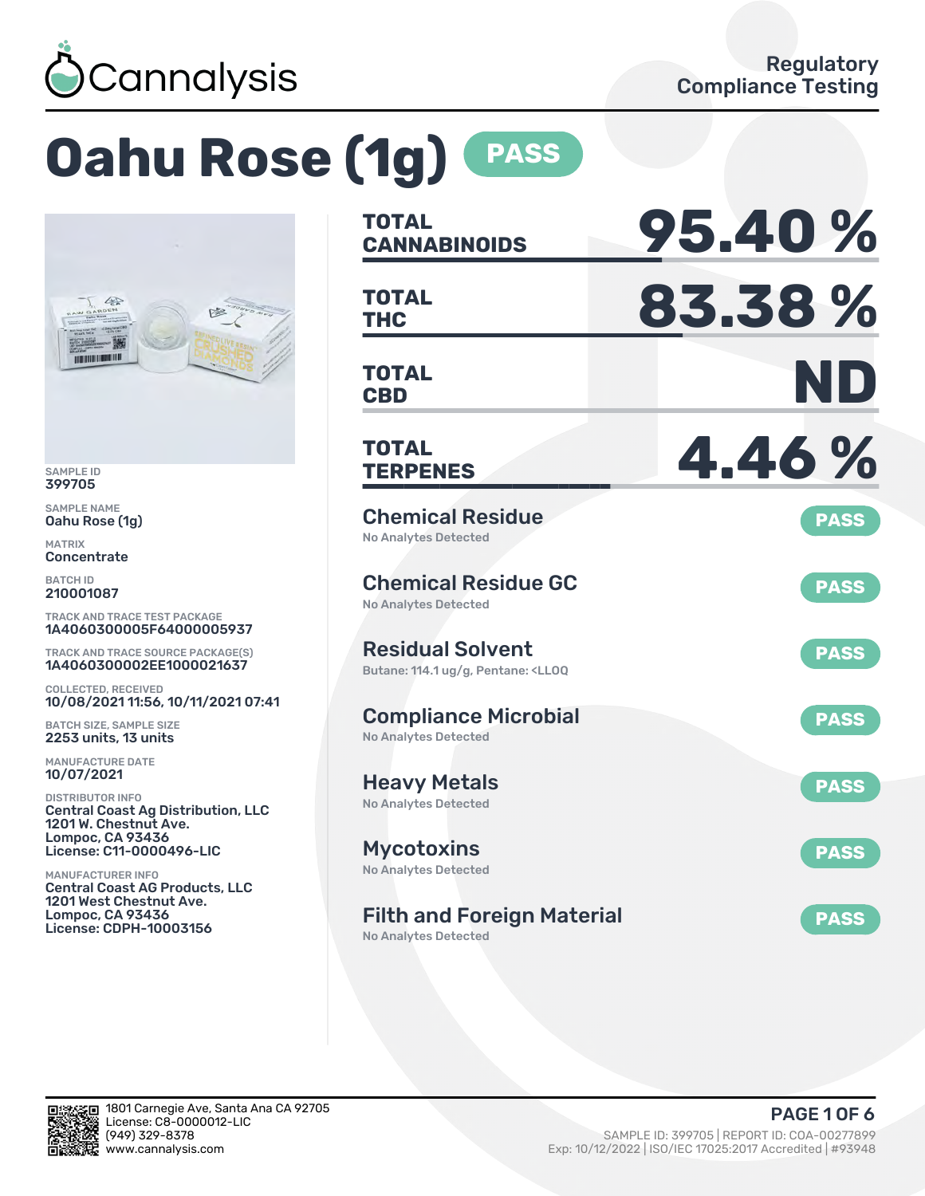Cannalysis

Regulatory Compliance Testing

# Oahu Rose (1g) PASS

SAMPLE ID
399705

SAMPLE NAME
Oahu Rose (1g)

MATRIX
Concentrate

BATCH ID
210001087

TRACK AND TRACE TEST PACKAGE
1A4060300005F64000005937

TRACK AND TRACE SOURCE PACKAGE(S)
1A4060300002EE1000021637

COLLECTED, RECEIVED
10/08/2021 11:56, 10/11/2021 07:41

BATCH SIZE, SAMPLE SIZE
2253 units, 13 units

MANUFACTURE DATE
10/07/2021

DISTRIBUTOR INFO
Central Coast Ag Distribution, LLC
1201 W. Chestnut Ave.
Lompoc, CA 93436
License: C11-0000496-LIC

MANUFACTURER INFO
Central Coast AG Products, LLC
1201 West Chestnut Ave.
Lompoc, CA 93436
License: CDPH-10003156

| | |
|---|---|
| **TOTAL CANNABINOIDS** | **95.40 %** |
| **TOTAL THC** | **83.38 %** |
| **TOTAL CBD** | **ND** |
| **TOTAL TERPENES** | **4.46 %** |

| Test | Result |
|---|---|
| **Chemical Residue** — No Analytes Detected | PASS |
| **Chemical Residue GC** — No Analytes Detected | PASS |
| **Residual Solvent** — Butane: 114.1 ug/g, Pentane: <LLOQ | PASS |
| **Compliance Microbial** — No Analytes Detected | PASS |
| **Heavy Metals** — No Analytes Detected | PASS |
| **Mycotoxins** — No Analytes Detected | PASS |
| **Filth and Foreign Material** — No Analytes Detected | PASS |

1801 Carnegie Ave, Santa Ana CA 92705
License: C8-0000012-LIC
(949) 329-8378
www.cannalysis.com

SAMPLE ID: 399705 | REPORT ID: COA-00277899
Exp: 10/12/2022 | ISO/IEC 17025:2017 Accredited | #93948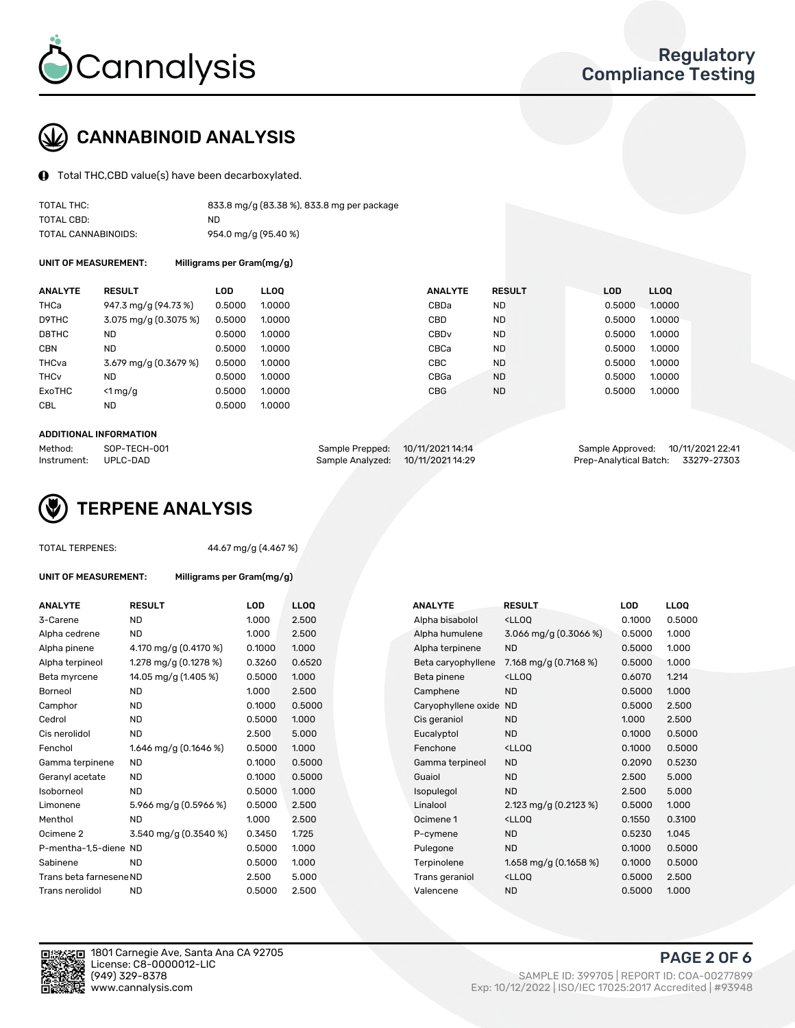# Cannalysis

## Regulatory Compliance Testing

## CANNABINOID ANALYSIS

Total THC,CBD value(s) have been decarboxylated.

| | |
|---|---|
| TOTAL THC: | 833.8 mg/g (83.38 %), 833.8 mg per package |
| TOTAL CBD: | ND |
| TOTAL CANNABINOIDS: | 954.0 mg/g (95.40 %) |

**UNIT OF MEASUREMENT:** Milligrams per Gram(mg/g)

| ANALYTE | RESULT | LOD | LLOQ | ANALYTE | RESULT | LOD | LLOQ |
|---|---|---|---|---|---|---|---|
| THCa | 947.3 mg/g (94.73 %) | 0.5000 | 1.0000 | CBDa | ND | 0.5000 | 1.0000 |
| D9THC | 3.075 mg/g (0.3075 %) | 0.5000 | 1.0000 | CBD | ND | 0.5000 | 1.0000 |
| D8THC | ND | 0.5000 | 1.0000 | CBDv | ND | 0.5000 | 1.0000 |
| CBN | ND | 0.5000 | 1.0000 | CBCa | ND | 0.5000 | 1.0000 |
| THCva | 3.679 mg/g (0.3679 %) | 0.5000 | 1.0000 | CBC | ND | 0.5000 | 1.0000 |
| THCv | ND | 0.5000 | 1.0000 | CBGa | ND | 0.5000 | 1.0000 |
| ExoTHC | <1 mg/g | 0.5000 | 1.0000 | CBG | ND | 0.5000 | 1.0000 |
| CBL | ND | 0.5000 | 1.0000 | | | | |

**ADDITIONAL INFORMATION**

| | | | | | |
|---|---|---|---|---|---|
| Method: | SOP-TECH-001 | Sample Prepped: | 10/11/2021 14:14 | Sample Approved: | 10/11/2021 22:41 |
| Instrument: | UPLC-DAD | Sample Analyzed: | 10/11/2021 14:29 | Prep-Analytical Batch: | 33279-27303 |

## TERPENE ANALYSIS

TOTAL TERPENES: 44.67 mg/g (4.467 %)

**UNIT OF MEASUREMENT:** Milligrams per Gram(mg/g)

| ANALYTE | RESULT | LOD | LLOQ | ANALYTE | RESULT | LOD | LLOQ |
|---|---|---|---|---|---|---|---|
| 3-Carene | ND | 1.000 | 2.500 | Alpha bisabolol | <LLOQ | 0.1000 | 0.5000 |
| Alpha cedrene | ND | 1.000 | 2.500 | Alpha humulene | 3.066 mg/g (0.3066 %) | 0.5000 | 1.000 |
| Alpha pinene | 4.170 mg/g (0.4170 %) | 0.1000 | 1.000 | Alpha terpinene | ND | 0.5000 | 1.000 |
| Alpha terpineol | 1.278 mg/g (0.1278 %) | 0.3260 | 0.6520 | Beta caryophyllene | 7.168 mg/g (0.7168 %) | 0.5000 | 1.000 |
| Beta myrcene | 14.05 mg/g (1.405 %) | 0.5000 | 1.000 | Beta pinene | <LLOQ | 0.6070 | 1.214 |
| Borneol | ND | 1.000 | 2.500 | Camphene | ND | 0.5000 | 1.000 |
| Camphor | ND | 0.1000 | 0.5000 | Caryophyllene oxide | ND | 0.5000 | 2.500 |
| Cedrol | ND | 0.5000 | 1.000 | Cis geraniol | ND | 1.000 | 2.500 |
| Cis nerolidol | ND | 2.500 | 5.000 | Eucalyptol | ND | 0.1000 | 0.5000 |
| Fenchol | 1.646 mg/g (0.1646 %) | 0.5000 | 1.000 | Fenchone | <LLOQ | 0.1000 | 0.5000 |
| Gamma terpinene | ND | 0.1000 | 0.5000 | Gamma terpineol | ND | 0.2090 | 0.5230 |
| Geranyl acetate | ND | 0.1000 | 0.5000 | Guaiol | ND | 2.500 | 5.000 |
| Isoborneol | ND | 0.5000 | 1.000 | Isopulegol | ND | 2.500 | 5.000 |
| Limonene | 5.966 mg/g (0.5966 %) | 0.5000 | 2.500 | Linalool | 2.123 mg/g (0.2123 %) | 0.5000 | 1.000 |
| Menthol | ND | 1.000 | 2.500 | Ocimene 1 | <LLOQ | 0.1550 | 0.3100 |
| Ocimene 2 | 3.540 mg/g (0.3540 %) | 0.3450 | 1.725 | P-cymene | ND | 0.5230 | 1.045 |
| P-mentha-1,5-diene | ND | 0.5000 | 1.000 | Pulegone | ND | 0.1000 | 0.5000 |
| Sabinene | ND | 0.5000 | 1.000 | Terpinolene | 1.658 mg/g (0.1658 %) | 0.1000 | 0.5000 |
| Trans beta farnesene | ND | 2.500 | 5.000 | Trans geraniol | <LLOQ | 0.5000 | 2.500 |
| Trans nerolidol | ND | 0.5000 | 2.500 | Valencene | ND | 0.5000 | 1.000 |

1801 Carnegie Ave, Santa Ana CA 92705
License: C8-0000012-LIC
(949) 329-8378
www.cannalysis.com

SAMPLE ID: 399705 | REPORT ID: COA-00277899
Exp: 10/12/2022 | ISO/IEC 17025:2017 Accredited | #93948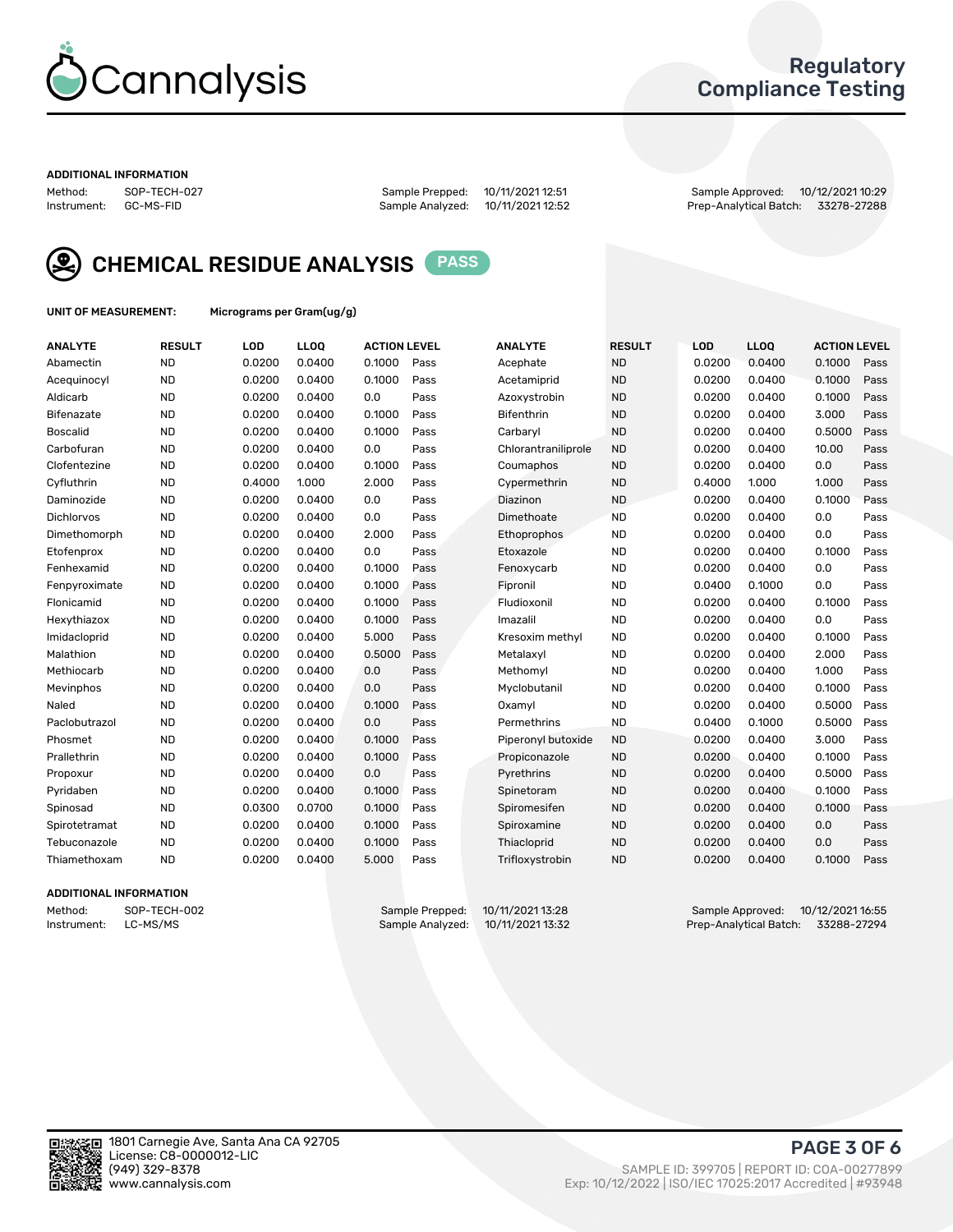## ADDITIONAL INFORMATION

Method: SOP-TECH-027
Instrument: GC-MS-FID

Sample Prepped: 10/11/2021 12:51
Sample Analyzed: 10/11/2021 12:52

Sample Approved: 10/12/2021 10:29
Prep-Analytical Batch: 33278-27288

# CHEMICAL RESIDUE ANALYSIS PASS

**UNIT OF MEASUREMENT:** Micrograms per Gram(ug/g)

| ANALYTE | RESULT | LOD | LLOQ | ACTION LEVEL | | ANALYTE | RESULT | LOD | LLOQ | ACTION LEVEL | |
|---|---|---|---|---|---|---|---|---|---|---|---|
| Abamectin | ND | 0.0200 | 0.0400 | 0.1000 | Pass | Acephate | ND | 0.0200 | 0.0400 | 0.1000 | Pass |
| Acequinocyl | ND | 0.0200 | 0.0400 | 0.1000 | Pass | Acetamiprid | ND | 0.0200 | 0.0400 | 0.1000 | Pass |
| Aldicarb | ND | 0.0200 | 0.0400 | 0.0 | Pass | Azoxystrobin | ND | 0.0200 | 0.0400 | 0.1000 | Pass |
| Bifenazate | ND | 0.0200 | 0.0400 | 0.1000 | Pass | Bifenthrin | ND | 0.0200 | 0.0400 | 3.000 | Pass |
| Boscalid | ND | 0.0200 | 0.0400 | 0.1000 | Pass | Carbaryl | ND | 0.0200 | 0.0400 | 0.5000 | Pass |
| Carbofuran | ND | 0.0200 | 0.0400 | 0.0 | Pass | Chlorantraniliprole | ND | 0.0200 | 0.0400 | 10.00 | Pass |
| Clofentezine | ND | 0.0200 | 0.0400 | 0.1000 | Pass | Coumaphos | ND | 0.0200 | 0.0400 | 0.0 | Pass |
| Cyfluthrin | ND | 0.4000 | 1.000 | 2.000 | Pass | Cypermethrin | ND | 0.4000 | 1.000 | 1.000 | Pass |
| Daminozide | ND | 0.0200 | 0.0400 | 0.0 | Pass | Diazinon | ND | 0.0200 | 0.0400 | 0.1000 | Pass |
| Dichlorvos | ND | 0.0200 | 0.0400 | 0.0 | Pass | Dimethoate | ND | 0.0200 | 0.0400 | 0.0 | Pass |
| Dimethomorph | ND | 0.0200 | 0.0400 | 2.000 | Pass | Ethoprophos | ND | 0.0200 | 0.0400 | 0.0 | Pass |
| Etofenprox | ND | 0.0200 | 0.0400 | 0.0 | Pass | Etoxazole | ND | 0.0200 | 0.0400 | 0.1000 | Pass |
| Fenhexamid | ND | 0.0200 | 0.0400 | 0.1000 | Pass | Fenoxycarb | ND | 0.0200 | 0.0400 | 0.0 | Pass |
| Fenpyroximate | ND | 0.0200 | 0.0400 | 0.1000 | Pass | Fipronil | ND | 0.0400 | 0.1000 | 0.0 | Pass |
| Flonicamid | ND | 0.0200 | 0.0400 | 0.1000 | Pass | Fludioxonil | ND | 0.0200 | 0.0400 | 0.1000 | Pass |
| Hexythiazox | ND | 0.0200 | 0.0400 | 0.1000 | Pass | Imazalil | ND | 0.0200 | 0.0400 | 0.0 | Pass |
| Imidacloprid | ND | 0.0200 | 0.0400 | 5.000 | Pass | Kresoxim methyl | ND | 0.0200 | 0.0400 | 0.1000 | Pass |
| Malathion | ND | 0.0200 | 0.0400 | 0.5000 | Pass | Metalaxyl | ND | 0.0200 | 0.0400 | 2.000 | Pass |
| Methiocarb | ND | 0.0200 | 0.0400 | 0.0 | Pass | Methomyl | ND | 0.0200 | 0.0400 | 1.000 | Pass |
| Mevinphos | ND | 0.0200 | 0.0400 | 0.0 | Pass | Myclobutanil | ND | 0.0200 | 0.0400 | 0.1000 | Pass |
| Naled | ND | 0.0200 | 0.0400 | 0.1000 | Pass | Oxamyl | ND | 0.0200 | 0.0400 | 0.5000 | Pass |
| Paclobutrazol | ND | 0.0200 | 0.0400 | 0.0 | Pass | Permethrins | ND | 0.0400 | 0.1000 | 0.5000 | Pass |
| Phosmet | ND | 0.0200 | 0.0400 | 0.1000 | Pass | Piperonyl butoxide | ND | 0.0200 | 0.0400 | 3.000 | Pass |
| Prallethrin | ND | 0.0200 | 0.0400 | 0.1000 | Pass | Propiconazole | ND | 0.0200 | 0.0400 | 0.1000 | Pass |
| Propoxur | ND | 0.0200 | 0.0400 | 0.0 | Pass | Pyrethrins | ND | 0.0200 | 0.0400 | 0.5000 | Pass |
| Pyridaben | ND | 0.0200 | 0.0400 | 0.1000 | Pass | Spinetoram | ND | 0.0200 | 0.0400 | 0.1000 | Pass |
| Spinosad | ND | 0.0300 | 0.0700 | 0.1000 | Pass | Spiromesifen | ND | 0.0200 | 0.0400 | 0.1000 | Pass |
| Spirotetramat | ND | 0.0200 | 0.0400 | 0.1000 | Pass | Spiroxamine | ND | 0.0200 | 0.0400 | 0.0 | Pass |
| Tebuconazole | ND | 0.0200 | 0.0400 | 0.1000 | Pass | Thiacloprid | ND | 0.0200 | 0.0400 | 0.0 | Pass |
| Thiamethoxam | ND | 0.0200 | 0.0400 | 5.000 | Pass | Trifloxystrobin | ND | 0.0200 | 0.0400 | 0.1000 | Pass |

## ADDITIONAL INFORMATION

Method: SOP-TECH-002
Instrument: LC-MS/MS

Sample Prepped: 10/11/2021 13:28
Sample Analyzed: 10/11/2021 13:32

Sample Approved: 10/12/2021 16:55
Prep-Analytical Batch: 33288-27294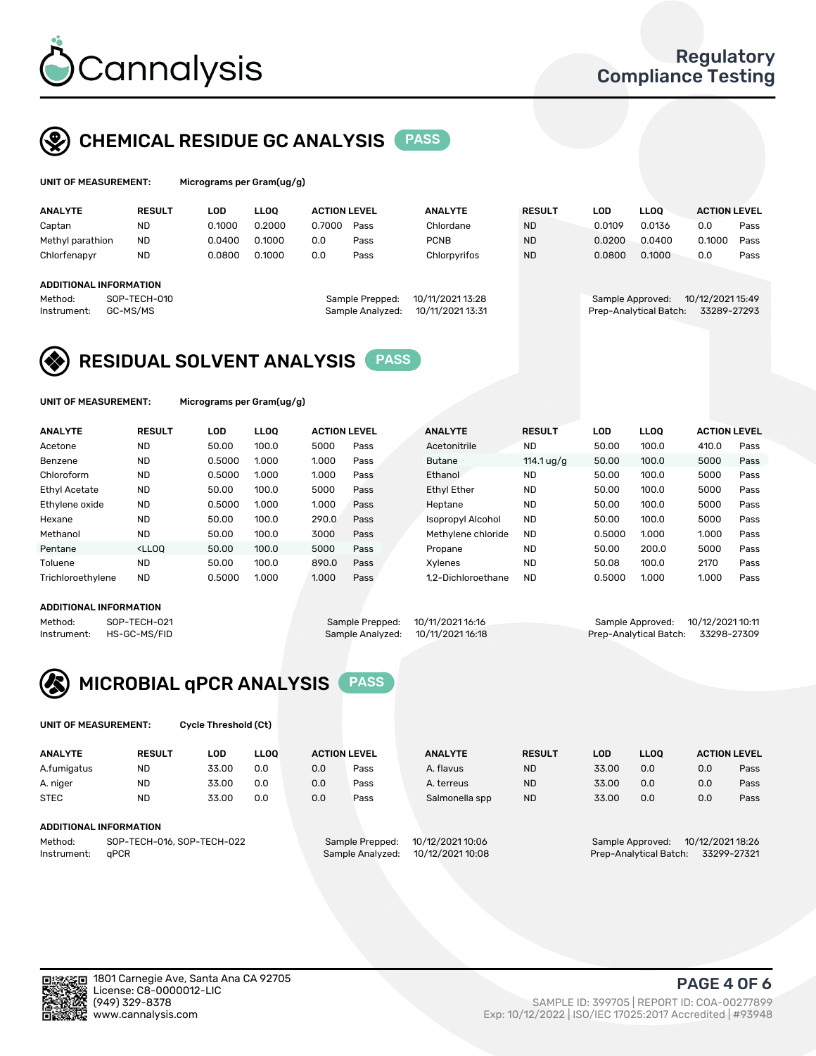# Cannalysis

Regulatory Compliance Testing

## CHEMICAL RESIDUE GC ANALYSIS PASS

**UNIT OF MEASUREMENT:** Micrograms per Gram(ug/g)

| ANALYTE | RESULT | LOD | LLOQ | ACTION LEVEL | | ANALYTE | RESULT | LOD | LLOQ | ACTION LEVEL | |
|---|---|---|---|---|---|---|---|---|---|---|---|
| Captan | ND | 0.1000 | 0.2000 | 0.7000 | Pass | Chlordane | ND | 0.0109 | 0.0136 | 0.0 | Pass |
| Methyl parathion | ND | 0.0400 | 0.1000 | 0.0 | Pass | PCNB | ND | 0.0200 | 0.0400 | 0.1000 | Pass |
| Chlorfenapyr | ND | 0.0800 | 0.1000 | 0.0 | Pass | Chlorpyrifos | ND | 0.0800 | 0.1000 | 0.0 | Pass |

**ADDITIONAL INFORMATION**

Method: SOP-TECH-010
Instrument: GC-MS/MS

Sample Prepped: 10/11/2021 13:28
Sample Analyzed: 10/11/2021 13:31

Sample Approved: 10/12/2021 15:49
Prep-Analytical Batch: 33289-27293

## RESIDUAL SOLVENT ANALYSIS PASS

**UNIT OF MEASUREMENT:** Micrograms per Gram(ug/g)

| ANALYTE | RESULT | LOD | LLOQ | ACTION LEVEL | | ANALYTE | RESULT | LOD | LLOQ | ACTION LEVEL | |
|---|---|---|---|---|---|---|---|---|---|---|---|
| Acetone | ND | 50.00 | 100.0 | 5000 | Pass | Acetonitrile | ND | 50.00 | 100.0 | 410.0 | Pass |
| Benzene | ND | 0.5000 | 1.000 | 1.000 | Pass | Butane | 114.1 ug/g | 50.00 | 100.0 | 5000 | Pass |
| Chloroform | ND | 0.5000 | 1.000 | 1.000 | Pass | Ethanol | ND | 50.00 | 100.0 | 5000 | Pass |
| Ethyl Acetate | ND | 50.00 | 100.0 | 5000 | Pass | Ethyl Ether | ND | 50.00 | 100.0 | 5000 | Pass |
| Ethylene oxide | ND | 0.5000 | 1.000 | 1.000 | Pass | Heptane | ND | 50.00 | 100.0 | 5000 | Pass |
| Hexane | ND | 50.00 | 100.0 | 290.0 | Pass | Isopropyl Alcohol | ND | 50.00 | 100.0 | 5000 | Pass |
| Methanol | ND | 50.00 | 100.0 | 3000 | Pass | Methylene chloride | ND | 0.5000 | 1.000 | 1.000 | Pass |
| Pentane | <LLOQ | 50.00 | 100.0 | 5000 | Pass | Propane | ND | 50.00 | 200.0 | 5000 | Pass |
| Toluene | ND | 50.00 | 100.0 | 890.0 | Pass | Xylenes | ND | 50.08 | 100.0 | 2170 | Pass |
| Trichloroethylene | ND | 0.5000 | 1.000 | 1.000 | Pass | 1,2-Dichloroethane | ND | 0.5000 | 1.000 | 1.000 | Pass |

**ADDITIONAL INFORMATION**

Method: SOP-TECH-021
Instrument: HS-GC-MS/FID

Sample Prepped: 10/11/2021 16:16
Sample Analyzed: 10/11/2021 16:18

Sample Approved: 10/12/2021 10:11
Prep-Analytical Batch: 33298-27309

## MICROBIAL qPCR ANALYSIS PASS

**UNIT OF MEASUREMENT:** Cycle Threshold (Ct)

| ANALYTE | RESULT | LOD | LLOQ | ACTION LEVEL | | ANALYTE | RESULT | LOD | LLOQ | ACTION LEVEL | |
|---|---|---|---|---|---|---|---|---|---|---|---|
| A.fumigatus | ND | 33.00 | 0.0 | 0.0 | Pass | A. flavus | ND | 33.00 | 0.0 | 0.0 | Pass |
| A. niger | ND | 33.00 | 0.0 | 0.0 | Pass | A. terreus | ND | 33.00 | 0.0 | 0.0 | Pass |
| STEC | ND | 33.00 | 0.0 | 0.0 | Pass | Salmonella spp | ND | 33.00 | 0.0 | 0.0 | Pass |

**ADDITIONAL INFORMATION**

Method: SOP-TECH-016, SOP-TECH-022
Instrument: qPCR

Sample Prepped: 10/12/2021 10:06
Sample Analyzed: 10/12/2021 10:08

Sample Approved: 10/12/2021 18:26
Prep-Analytical Batch: 33299-27321

1801 Carnegie Ave, Santa Ana CA 92705
License: C8-0000012-LIC
(949) 329-8378
www.cannalysis.com

SAMPLE ID: 399705 | REPORT ID: COA-00277899
Exp: 10/12/2022 | ISO/IEC 17025:2017 Accredited | #93948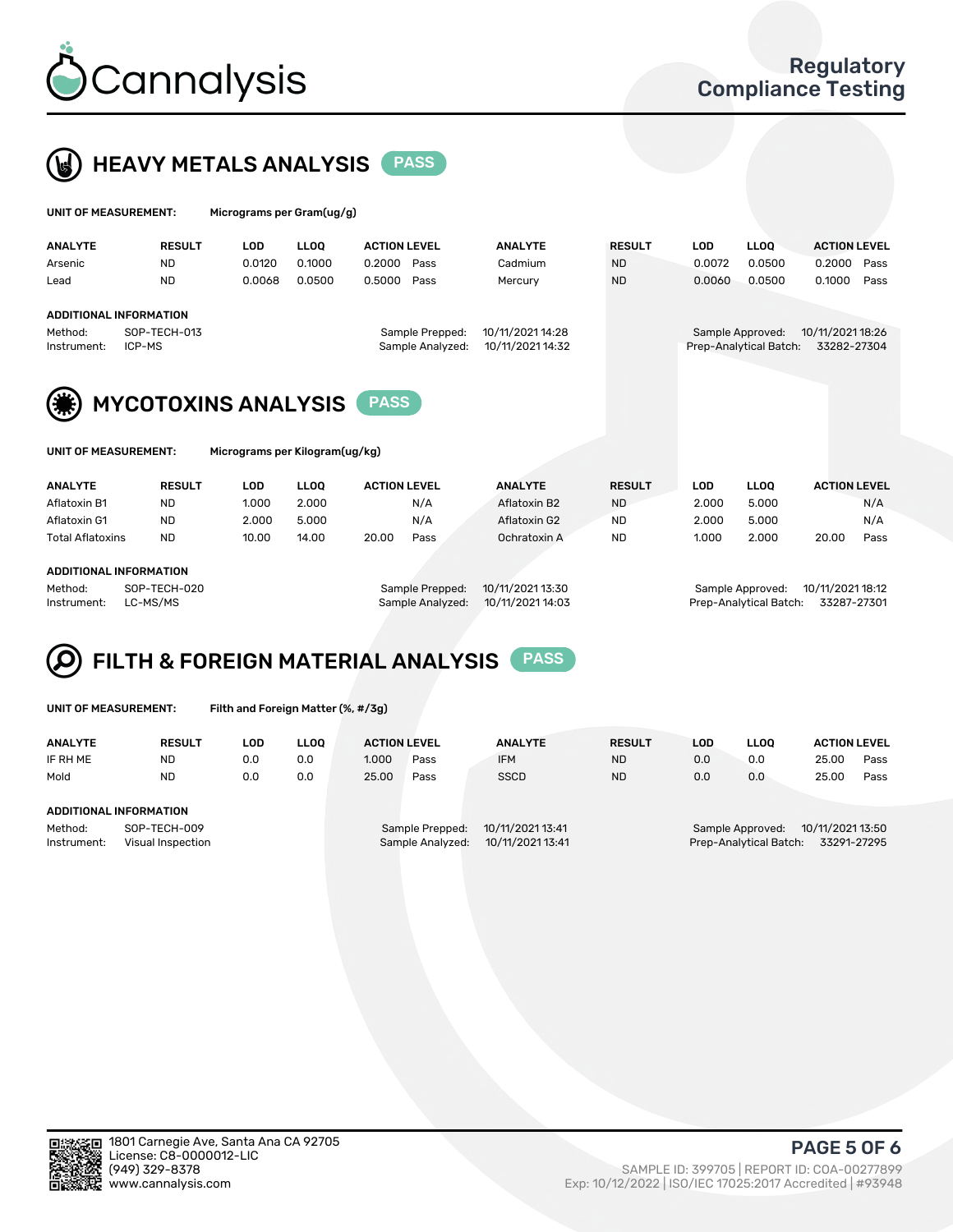Cannalysis

Regulatory Compliance Testing

## HEAVY METALS ANALYSIS PASS

**UNIT OF MEASUREMENT:** Micrograms per Gram(ug/g)

| ANALYTE | RESULT | LOD | LLOQ | ACTION LEVEL | | ANALYTE | RESULT | LOD | LLOQ | ACTION LEVEL | |
|---|---|---|---|---|---|---|---|---|---|---|---|
| Arsenic | ND | 0.0120 | 0.1000 | 0.2000 | Pass | Cadmium | ND | 0.0072 | 0.0500 | 0.2000 | Pass |
| Lead | ND | 0.0068 | 0.0500 | 0.5000 | Pass | Mercury | ND | 0.0060 | 0.0500 | 0.1000 | Pass |

**ADDITIONAL INFORMATION**

Method: SOP-TECH-013
Instrument: ICP-MS
Sample Prepped: 10/11/2021 14:28
Sample Analyzed: 10/11/2021 14:32
Sample Approved: 10/11/2021 18:26
Prep-Analytical Batch: 33282-27304

## MYCOTOXINS ANALYSIS PASS

**UNIT OF MEASUREMENT:** Micrograms per Kilogram(ug/kg)

| ANALYTE | RESULT | LOD | LLOQ | ACTION LEVEL | | ANALYTE | RESULT | LOD | LLOQ | ACTION LEVEL | |
|---|---|---|---|---|---|---|---|---|---|---|---|
| Aflatoxin B1 | ND | 1.000 | 2.000 | | N/A | Aflatoxin B2 | ND | 2.000 | 5.000 | | N/A |
| Aflatoxin G1 | ND | 2.000 | 5.000 | | N/A | Aflatoxin G2 | ND | 2.000 | 5.000 | | N/A |
| Total Aflatoxins | ND | 10.00 | 14.00 | 20.00 | Pass | Ochratoxin A | ND | 1.000 | 2.000 | 20.00 | Pass |

**ADDITIONAL INFORMATION**

Method: SOP-TECH-020
Instrument: LC-MS/MS
Sample Prepped: 10/11/2021 13:30
Sample Analyzed: 10/11/2021 14:03
Sample Approved: 10/11/2021 18:12
Prep-Analytical Batch: 33287-27301

## FILTH & FOREIGN MATERIAL ANALYSIS PASS

**UNIT OF MEASUREMENT:** Filth and Foreign Matter (%, #/3g)

| ANALYTE | RESULT | LOD | LLOQ | ACTION LEVEL | | ANALYTE | RESULT | LOD | LLOQ | ACTION LEVEL | |
|---|---|---|---|---|---|---|---|---|---|---|---|
| IF RH ME | ND | 0.0 | 0.0 | 1.000 | Pass | IFM | ND | 0.0 | 0.0 | 25.00 | Pass |
| Mold | ND | 0.0 | 0.0 | 25.00 | Pass | SSCD | ND | 0.0 | 0.0 | 25.00 | Pass |

**ADDITIONAL INFORMATION**

Method: SOP-TECH-009
Instrument: Visual Inspection
Sample Prepped: 10/11/2021 13:41
Sample Analyzed: 10/11/2021 13:41
Sample Approved: 10/11/2021 13:50
Prep-Analytical Batch: 33291-27295

1801 Carnegie Ave, Santa Ana CA 92705
License: C8-0000012-LIC
(949) 329-8378
www.cannalysis.com

SAMPLE ID: 399705 | REPORT ID: COA-00277899
Exp: 10/12/2022 | ISO/IEC 17025:2017 Accredited | #93948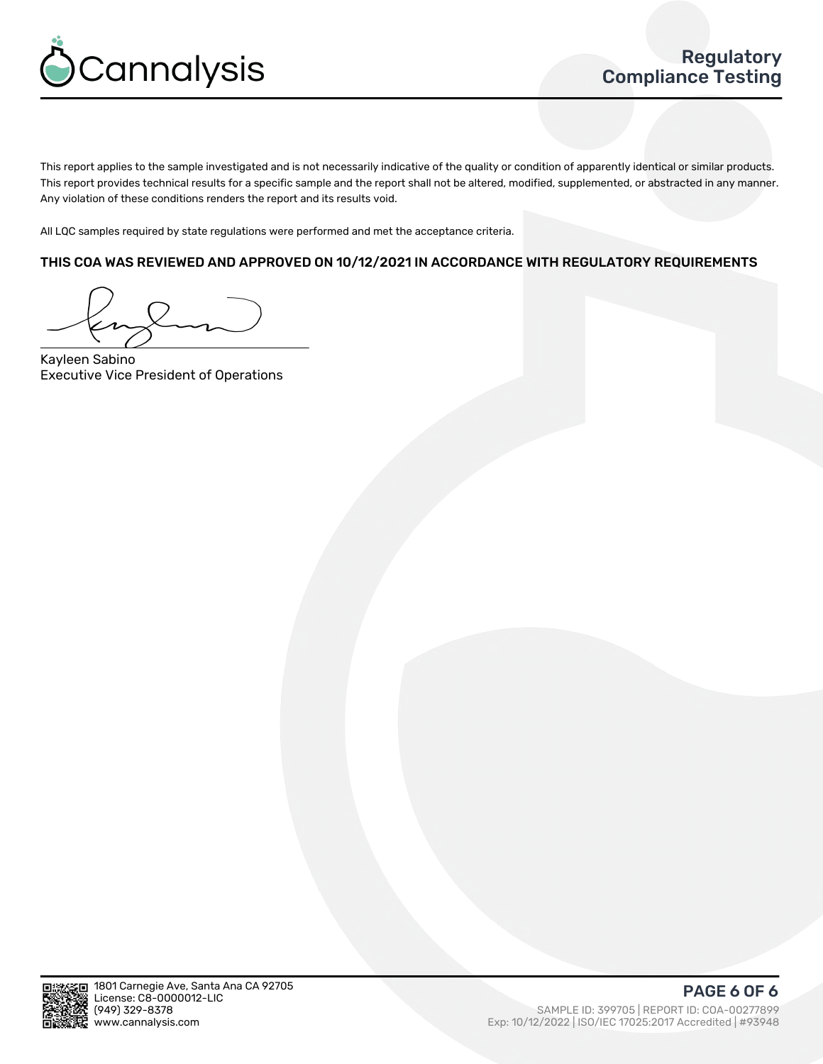This report applies to the sample investigated and is not necessarily indicative of the quality or condition of apparently identical or similar products. This report provides technical results for a specific sample and the report shall not be altered, modified, supplemented, or abstracted in any manner. Any violation of these conditions renders the report and its results void.

All LQC samples required by state regulations were performed and met the acceptance criteria.

**THIS COA WAS REVIEWED AND APPROVED ON 10/12/2021 IN ACCORDANCE WITH REGULATORY REQUIREMENTS**

Kayleen Sabino
Executive Vice President of Operations